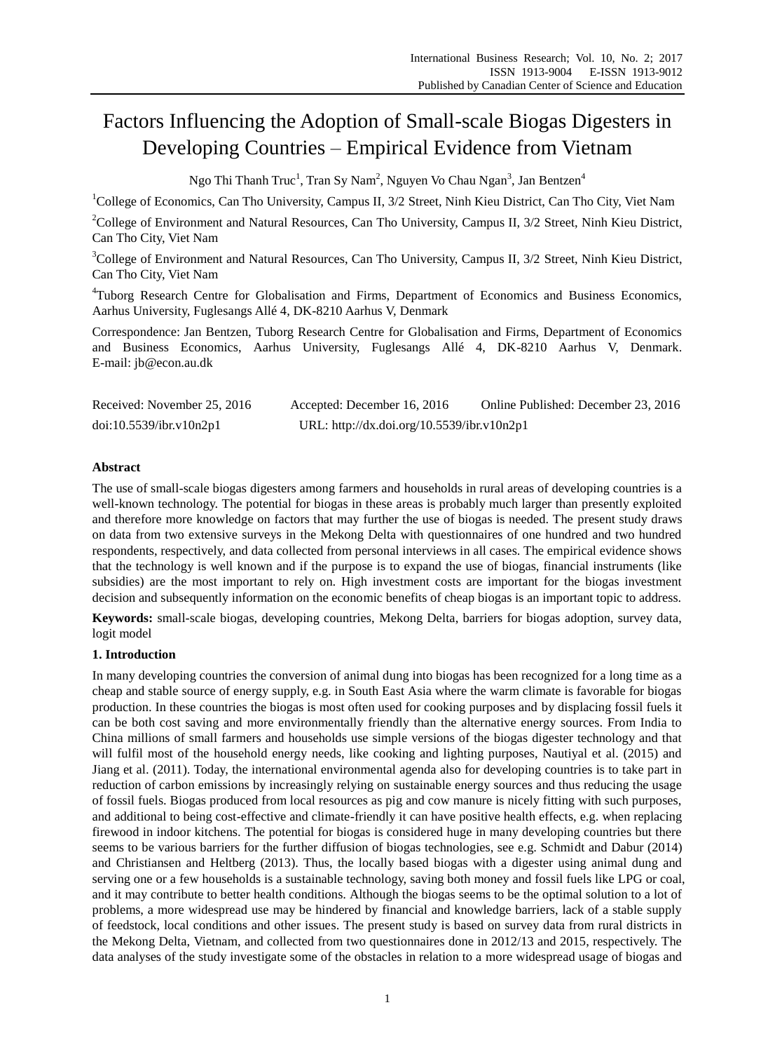# Factors Influencing the Adoption of Small-scale Biogas Digesters in Developing Countries – Empirical Evidence from Vietnam

Ngo Thi Thanh Truc[1], Tran Sy Nam[2], Nguyen Vo Chau Ngan[3], Jan Bentzen[4]

[1]College of Economics, Can Tho University, Campus II, 3/2 Street, Ninh Kieu District, Can Tho City, Viet Nam

[2]College of Environment and Natural Resources, Can Tho University, Campus II, 3/2 Street, Ninh Kieu District, Can Tho City, Viet Nam

[3]College of Environment and Natural Resources, Can Tho University, Campus II, 3/2 Street, Ninh Kieu District, Can Tho City, Viet Nam

[4]Tuborg Research Centre for Globalisation and Firms, Department of Economics and Business Economics, Aarhus University, Fuglesangs Allé 4, DK-8210 Aarhus V, Denmark

Correspondence: Jan Bentzen, Tuborg Research Centre for Globalisation and Firms, Department of Economics and Business Economics, Aarhus University, Fuglesangs Allé 4, DK-8210 Aarhus V, Denmark. E-mail: jb@econ.au.dk

Received: November 25, 2016 Accepted: December 16, 2016 Online Published: December 23, 2016

doi:10.5539/ibr.v10n2p1 URL: http://dx.doi.org/10.5539/ibr.v10n2p1

## Abstract

The use of small-scale biogas digesters among farmers and households in rural areas of developing countries is a well-known technology. The potential for biogas in these areas is probably much larger than presently exploited and therefore more knowledge on factors that may further the use of biogas is needed. The present study draws on data from two extensive surveys in the Mekong Delta with questionnaires of one hundred and two hundred respondents, respectively, and data collected from personal interviews in all cases. The empirical evidence shows that the technology is well known and if the purpose is to expand the use of biogas, financial instruments (like subsidies) are the most important to rely on. High investment costs are important for the biogas investment decision and subsequently information on the economic benefits of cheap biogas is an important topic to address.

**Keywords:** small-scale biogas, developing countries, Mekong Delta, barriers for biogas adoption, survey data, logit model

## 1. Introduction

In many developing countries the conversion of animal dung into biogas has been recognized for a long time as a cheap and stable source of energy supply, e.g. in South East Asia where the warm climate is favorable for biogas production. In these countries the biogas is most often used for cooking purposes and by displacing fossil fuels it can be both cost saving and more environmentally friendly than the alternative energy sources. From India to China millions of small farmers and households use simple versions of the biogas digester technology and that will fulfil most of the household energy needs, like cooking and lighting purposes, Nautiyal et al. (2015) and Jiang et al. (2011). Today, the international environmental agenda also for developing countries is to take part in reduction of carbon emissions by increasingly relying on sustainable energy sources and thus reducing the usage of fossil fuels. Biogas produced from local resources as pig and cow manure is nicely fitting with such purposes, and additional to being cost-effective and climate-friendly it can have positive health effects, e.g. when replacing firewood in indoor kitchens. The potential for biogas is considered huge in many developing countries but there seems to be various barriers for the further diffusion of biogas technologies, see e.g. Schmidt and Dabur (2014) and Christiansen and Heltberg (2013). Thus, the locally based biogas with a digester using animal dung and serving one or a few households is a sustainable technology, saving both money and fossil fuels like LPG or coal, and it may contribute to better health conditions. Although the biogas seems to be the optimal solution to a lot of problems, a more widespread use may be hindered by financial and knowledge barriers, lack of a stable supply of feedstock, local conditions and other issues. The present study is based on survey data from rural districts in the Mekong Delta, Vietnam, and collected from two questionnaires done in 2012/13 and 2015, respectively. The data analyses of the study investigate some of the obstacles in relation to a more widespread usage of biogas and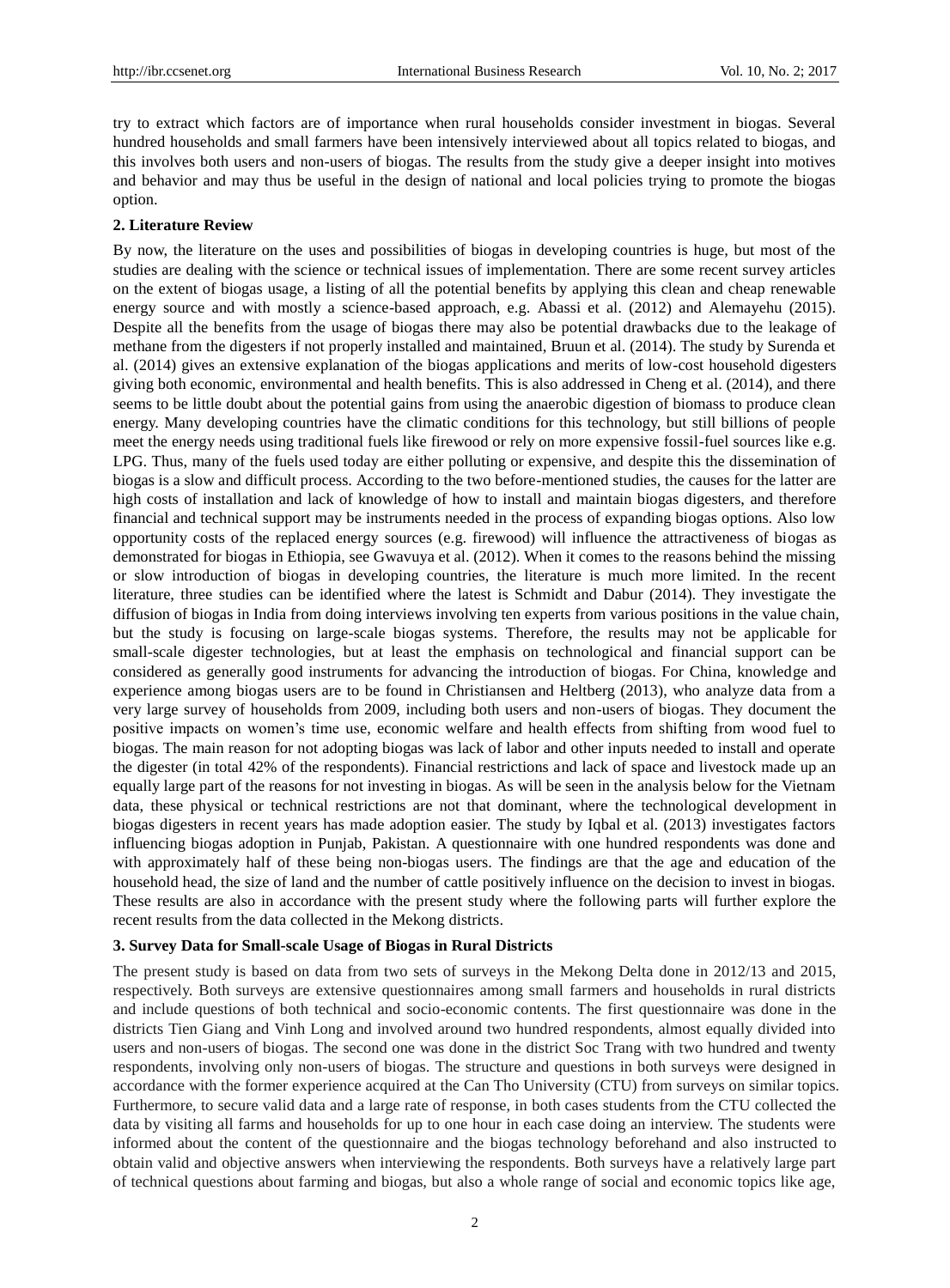try to extract which factors are of importance when rural households consider investment in biogas. Several hundred households and small farmers have been intensively interviewed about all topics related to biogas, and this involves both users and non-users of biogas. The results from the study give a deeper insight into motives and behavior and may thus be useful in the design of national and local policies trying to promote the biogas option.

## 2. Literature Review

By now, the literature on the uses and possibilities of biogas in developing countries is huge, but most of the studies are dealing with the science or technical issues of implementation. There are some recent survey articles on the extent of biogas usage, a listing of all the potential benefits by applying this clean and cheap renewable energy source and with mostly a science-based approach, e.g. Abassi et al. (2012) and Alemayehu (2015). Despite all the benefits from the usage of biogas there may also be potential drawbacks due to the leakage of methane from the digesters if not properly installed and maintained, Bruun et al. (2014). The study by Surenda et al. (2014) gives an extensive explanation of the biogas applications and merits of low-cost household digesters giving both economic, environmental and health benefits. This is also addressed in Cheng et al. (2014), and there seems to be little doubt about the potential gains from using the anaerobic digestion of biomass to produce clean energy. Many developing countries have the climatic conditions for this technology, but still billions of people meet the energy needs using traditional fuels like firewood or rely on more expensive fossil-fuel sources like e.g. LPG. Thus, many of the fuels used today are either polluting or expensive, and despite this the dissemination of biogas is a slow and difficult process. According to the two before-mentioned studies, the causes for the latter are high costs of installation and lack of knowledge of how to install and maintain biogas digesters, and therefore financial and technical support may be instruments needed in the process of expanding biogas options. Also low opportunity costs of the replaced energy sources (e.g. firewood) will influence the attractiveness of biogas as demonstrated for biogas in Ethiopia, see Gwavuya et al. (2012). When it comes to the reasons behind the missing or slow introduction of biogas in developing countries, the literature is much more limited. In the recent literature, three studies can be identified where the latest is Schmidt and Dabur (2014). They investigate the diffusion of biogas in India from doing interviews involving ten experts from various positions in the value chain, but the study is focusing on large-scale biogas systems. Therefore, the results may not be applicable for small-scale digester technologies, but at least the emphasis on technological and financial support can be considered as generally good instruments for advancing the introduction of biogas. For China, knowledge and experience among biogas users are to be found in Christiansen and Heltberg (2013), who analyze data from a very large survey of households from 2009, including both users and non-users of biogas. They document the positive impacts on women's time use, economic welfare and health effects from shifting from wood fuel to biogas. The main reason for not adopting biogas was lack of labor and other inputs needed to install and operate the digester (in total 42% of the respondents). Financial restrictions and lack of space and livestock made up an equally large part of the reasons for not investing in biogas. As will be seen in the analysis below for the Vietnam data, these physical or technical restrictions are not that dominant, where the technological development in biogas digesters in recent years has made adoption easier. The study by Iqbal et al. (2013) investigates factors influencing biogas adoption in Punjab, Pakistan. A questionnaire with one hundred respondents was done and with approximately half of these being non-biogas users. The findings are that the age and education of the household head, the size of land and the number of cattle positively influence on the decision to invest in biogas. These results are also in accordance with the present study where the following parts will further explore the recent results from the data collected in the Mekong districts.

## 3. Survey Data for Small-scale Usage of Biogas in Rural Districts

The present study is based on data from two sets of surveys in the Mekong Delta done in 2012/13 and 2015, respectively. Both surveys are extensive questionnaires among small farmers and households in rural districts and include questions of both technical and socio-economic contents. The first questionnaire was done in the districts Tien Giang and Vinh Long and involved around two hundred respondents, almost equally divided into users and non-users of biogas. The second one was done in the district Soc Trang with two hundred and twenty respondents, involving only non-users of biogas. The structure and questions in both surveys were designed in accordance with the former experience acquired at the Can Tho University (CTU) from surveys on similar topics. Furthermore, to secure valid data and a large rate of response, in both cases students from the CTU collected the data by visiting all farms and households for up to one hour in each case doing an interview. The students were informed about the content of the questionnaire and the biogas technology beforehand and also instructed to obtain valid and objective answers when interviewing the respondents. Both surveys have a relatively large part of technical questions about farming and biogas, but also a whole range of social and economic topics like age,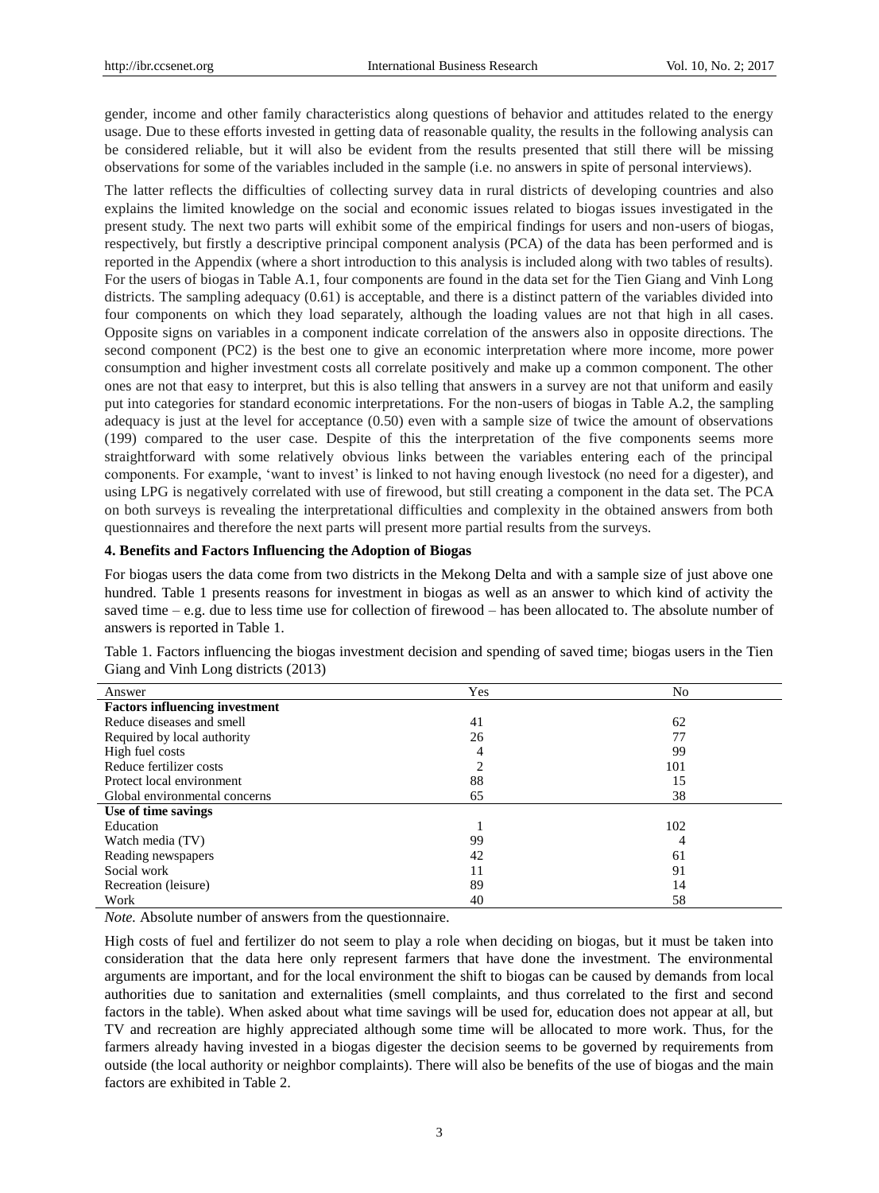gender, income and other family characteristics along questions of behavior and attitudes related to the energy usage. Due to these efforts invested in getting data of reasonable quality, the results in the following analysis can be considered reliable, but it will also be evident from the results presented that still there will be missing observations for some of the variables included in the sample (i.e. no answers in spite of personal interviews).

The latter reflects the difficulties of collecting survey data in rural districts of developing countries and also explains the limited knowledge on the social and economic issues related to biogas issues investigated in the present study. The next two parts will exhibit some of the empirical findings for users and non-users of biogas, respectively, but firstly a descriptive principal component analysis (PCA) of the data has been performed and is reported in the Appendix (where a short introduction to this analysis is included along with two tables of results). For the users of biogas in Table A.1, four components are found in the data set for the Tien Giang and Vinh Long districts. The sampling adequacy (0.61) is acceptable, and there is a distinct pattern of the variables divided into four components on which they load separately, although the loading values are not that high in all cases. Opposite signs on variables in a component indicate correlation of the answers also in opposite directions. The second component (PC2) is the best one to give an economic interpretation where more income, more power consumption and higher investment costs all correlate positively and make up a common component. The other ones are not that easy to interpret, but this is also telling that answers in a survey are not that uniform and easily put into categories for standard economic interpretations. For the non-users of biogas in Table A.2, the sampling adequacy is just at the level for acceptance (0.50) even with a sample size of twice the amount of observations (199) compared to the user case. Despite of this the interpretation of the five components seems more straightforward with some relatively obvious links between the variables entering each of the principal components. For example, 'want to invest' is linked to not having enough livestock (no need for a digester), and using LPG is negatively correlated with use of firewood, but still creating a component in the data set. The PCA on both surveys is revealing the interpretational difficulties and complexity in the obtained answers from both questionnaires and therefore the next parts will present more partial results from the surveys.

## 4. Benefits and Factors Influencing the Adoption of Biogas

For biogas users the data come from two districts in the Mekong Delta and with a sample size of just above one hundred. Table 1 presents reasons for investment in biogas as well as an answer to which kind of activity the saved time – e.g. due to less time use for collection of firewood – has been allocated to. The absolute number of answers is reported in Table 1.

Table 1. Factors influencing the biogas investment decision and spending of saved time; biogas users in the Tien Giang and Vinh Long districts (2013)

| Answer | Yes | No |
|---|---|---|
| **Factors influencing investment** | | |
| Reduce diseases and smell | 41 | 62 |
| Required by local authority | 26 | 77 |
| High fuel costs | 4 | 99 |
| Reduce fertilizer costs | 2 | 101 |
| Protect local environment | 88 | 15 |
| Global environmental concerns | 65 | 38 |
| **Use of time savings** | | |
| Education | 1 | 102 |
| Watch media (TV) | 99 | 4 |
| Reading newspapers | 42 | 61 |
| Social work | 11 | 91 |
| Recreation (leisure) | 89 | 14 |
| Work | 40 | 58 |

*Note.* Absolute number of answers from the questionnaire.

High costs of fuel and fertilizer do not seem to play a role when deciding on biogas, but it must be taken into consideration that the data here only represent farmers that have done the investment. The environmental arguments are important, and for the local environment the shift to biogas can be caused by demands from local authorities due to sanitation and externalities (smell complaints, and thus correlated to the first and second factors in the table). When asked about what time savings will be used for, education does not appear at all, but TV and recreation are highly appreciated although some time will be allocated to more work. Thus, for the farmers already having invested in a biogas digester the decision seems to be governed by requirements from outside (the local authority or neighbor complaints). There will also be benefits of the use of biogas and the main factors are exhibited in Table 2.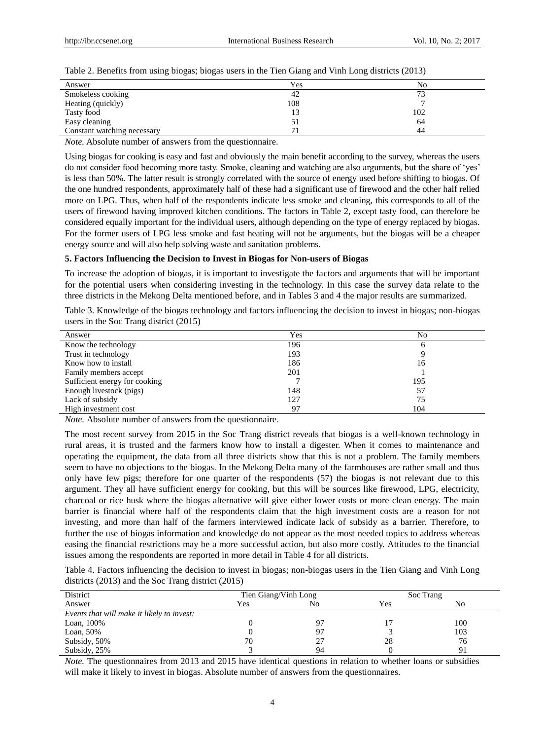Table 2. Benefits from using biogas; biogas users in the Tien Giang and Vinh Long districts (2013)

| Answer | Yes | No |
|---|---|---|
| Smokeless cooking | 42 | 73 |
| Heating (quickly) | 108 | 7 |
| Tasty food | 13 | 102 |
| Easy cleaning | 51 | 64 |
| Constant watching necessary | 71 | 44 |

*Note.* Absolute number of answers from the questionnaire.

Using biogas for cooking is easy and fast and obviously the main benefit according to the survey, whereas the users do not consider food becoming more tasty. Smoke, cleaning and watching are also arguments, but the share of 'yes' is less than 50%. The latter result is strongly correlated with the source of energy used before shifting to biogas. Of the one hundred respondents, approximately half of these had a significant use of firewood and the other half relied more on LPG. Thus, when half of the respondents indicate less smoke and cleaning, this corresponds to all of the users of firewood having improved kitchen conditions. The factors in Table 2, except tasty food, can therefore be considered equally important for the individual users, although depending on the type of energy replaced by biogas. For the former users of LPG less smoke and fast heating will not be arguments, but the biogas will be a cheaper energy source and will also help solving waste and sanitation problems.

## 5. Factors Influencing the Decision to Invest in Biogas for Non-users of Biogas

To increase the adoption of biogas, it is important to investigate the factors and arguments that will be important for the potential users when considering investing in the technology. In this case the survey data relate to the three districts in the Mekong Delta mentioned before, and in Tables 3 and 4 the major results are summarized.

Table 3. Knowledge of the biogas technology and factors influencing the decision to invest in biogas; non-biogas users in the Soc Trang district (2015)

| Answer | Yes | No |
|---|---|---|
| Know the technology | 196 | 6 |
| Trust in technology | 193 | 9 |
| Know how to install | 186 | 16 |
| Family members accept | 201 | 1 |
| Sufficient energy for cooking | 7 | 195 |
| Enough livestock (pigs) | 148 | 57 |
| Lack of subsidy | 127 | 75 |
| High investment cost | 97 | 104 |

*Note.* Absolute number of answers from the questionnaire.

The most recent survey from 2015 in the Soc Trang district reveals that biogas is a well-known technology in rural areas, it is trusted and the farmers know how to install a digester. When it comes to maintenance and operating the equipment, the data from all three districts show that this is not a problem. The family members seem to have no objections to the biogas. In the Mekong Delta many of the farmhouses are rather small and thus only have few pigs; therefore for one quarter of the respondents (57) the biogas is not relevant due to this argument. They all have sufficient energy for cooking, but this will be sources like firewood, LPG, electricity, charcoal or rice husk where the biogas alternative will give either lower costs or more clean energy. The main barrier is financial where half of the respondents claim that the high investment costs are a reason for not investing, and more than half of the farmers interviewed indicate lack of subsidy as a barrier. Therefore, to further the use of biogas information and knowledge do not appear as the most needed topics to address whereas easing the financial restrictions may be a more successful action, but also more costly. Attitudes to the financial issues among the respondents are reported in more detail in Table 4 for all districts.

Table 4. Factors influencing the decision to invest in biogas; non-biogas users in the Tien Giang and Vinh Long districts (2013) and the Soc Trang district (2015)

| District | Tien Giang/Vinh Long | | Soc Trang | |
|---|---|---|---|---|
| Answer | Yes | No | Yes | No |
| *Events that will make it likely to invest:* | | | | |
| Loan, 100% | 0 | 97 | 17 | 100 |
| Loan, 50% | 0 | 97 | 3 | 103 |
| Subsidy, 50% | 70 | 27 | 28 | 76 |
| Subsidy, 25% | 3 | 94 | 0 | 91 |

*Note.* The questionnaires from 2013 and 2015 have identical questions in relation to whether loans or subsidies will make it likely to invest in biogas. Absolute number of answers from the questionnaires.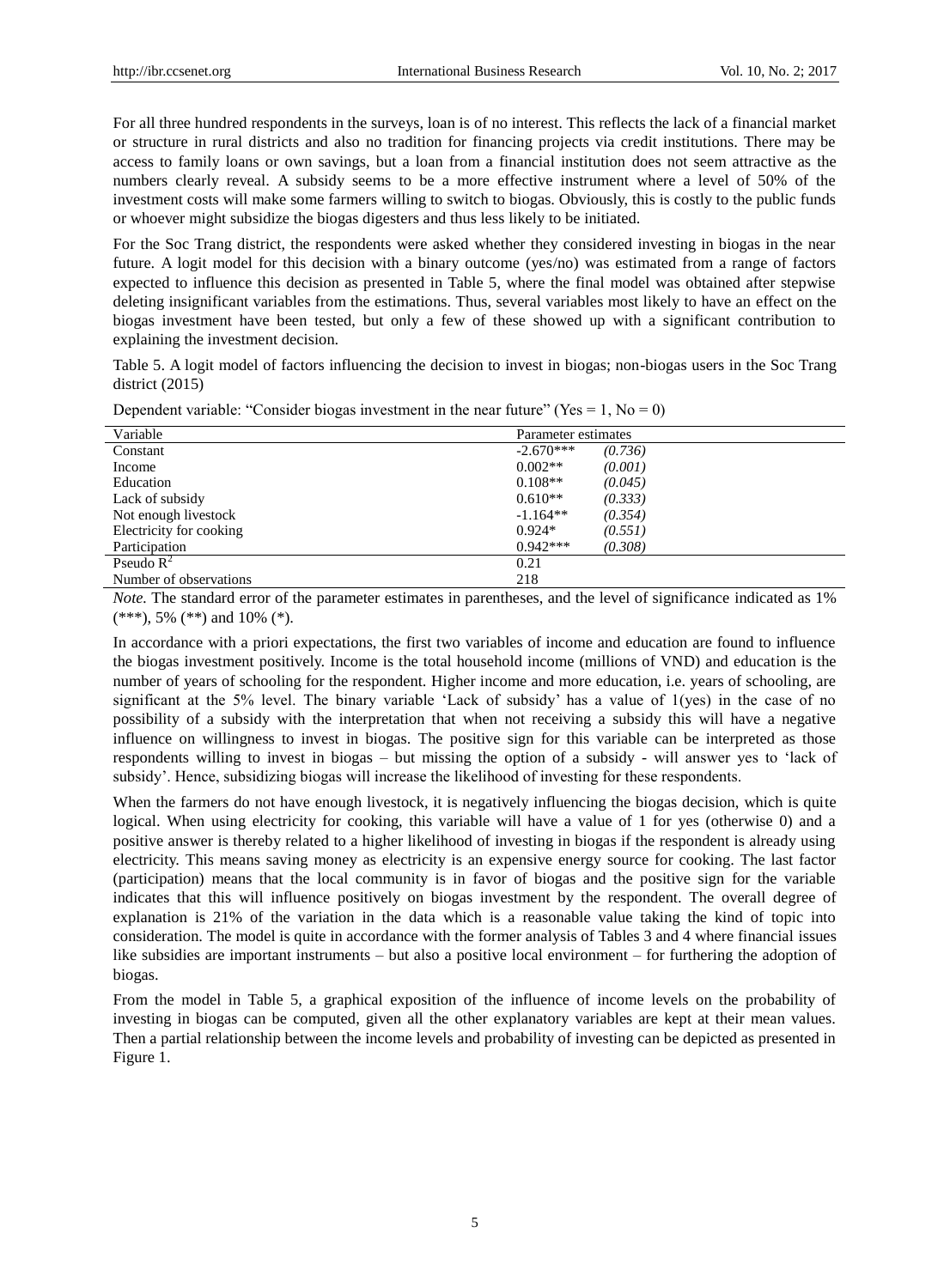For all three hundred respondents in the surveys, loan is of no interest. This reflects the lack of a financial market or structure in rural districts and also no tradition for financing projects via credit institutions. There may be access to family loans or own savings, but a loan from a financial institution does not seem attractive as the numbers clearly reveal. A subsidy seems to be a more effective instrument where a level of 50% of the investment costs will make some farmers willing to switch to biogas. Obviously, this is costly to the public funds or whoever might subsidize the biogas digesters and thus less likely to be initiated.

For the Soc Trang district, the respondents were asked whether they considered investing in biogas in the near future. A logit model for this decision with a binary outcome (yes/no) was estimated from a range of factors expected to influence this decision as presented in Table 5, where the final model was obtained after stepwise deleting insignificant variables from the estimations. Thus, several variables most likely to have an effect on the biogas investment have been tested, but only a few of these showed up with a significant contribution to explaining the investment decision.

Table 5. A logit model of factors influencing the decision to invest in biogas; non-biogas users in the Soc Trang district (2015)

Dependent variable: "Consider biogas investment in the near future" (Yes = 1, No = 0)

| Variable | Parameter estimates | |
|---|---|---|
| Constant | -2.670*** | *(0.736)* |
| Income | 0.002** | *(0.001)* |
| Education | 0.108** | *(0.045)* |
| Lack of subsidy | 0.610** | *(0.333)* |
| Not enough livestock | -1.164** | *(0.354)* |
| Electricity for cooking | 0.924* | *(0.551)* |
| Participation | 0.942*** | *(0.308)* |
| Pseudo $R^2$ | 0.21 | |
| Number of observations | 218 | |

*Note.* The standard error of the parameter estimates in parentheses, and the level of significance indicated as 1% (***), 5% (**) and 10% (*).

In accordance with a priori expectations, the first two variables of income and education are found to influence the biogas investment positively. Income is the total household income (millions of VND) and education is the number of years of schooling for the respondent. Higher income and more education, i.e. years of schooling, are significant at the 5% level. The binary variable 'Lack of subsidy' has a value of 1(yes) in the case of no possibility of a subsidy with the interpretation that when not receiving a subsidy this will have a negative influence on willingness to invest in biogas. The positive sign for this variable can be interpreted as those respondents willing to invest in biogas – but missing the option of a subsidy - will answer yes to 'lack of subsidy'. Hence, subsidizing biogas will increase the likelihood of investing for these respondents.

When the farmers do not have enough livestock, it is negatively influencing the biogas decision, which is quite logical. When using electricity for cooking, this variable will have a value of 1 for yes (otherwise 0) and a positive answer is thereby related to a higher likelihood of investing in biogas if the respondent is already using electricity. This means saving money as electricity is an expensive energy source for cooking. The last factor (participation) means that the local community is in favor of biogas and the positive sign for the variable indicates that this will influence positively on biogas investment by the respondent. The overall degree of explanation is 21% of the variation in the data which is a reasonable value taking the kind of topic into consideration. The model is quite in accordance with the former analysis of Tables 3 and 4 where financial issues like subsidies are important instruments – but also a positive local environment – for furthering the adoption of biogas.

From the model in Table 5, a graphical exposition of the influence of income levels on the probability of investing in biogas can be computed, given all the other explanatory variables are kept at their mean values. Then a partial relationship between the income levels and probability of investing can be depicted as presented in Figure 1.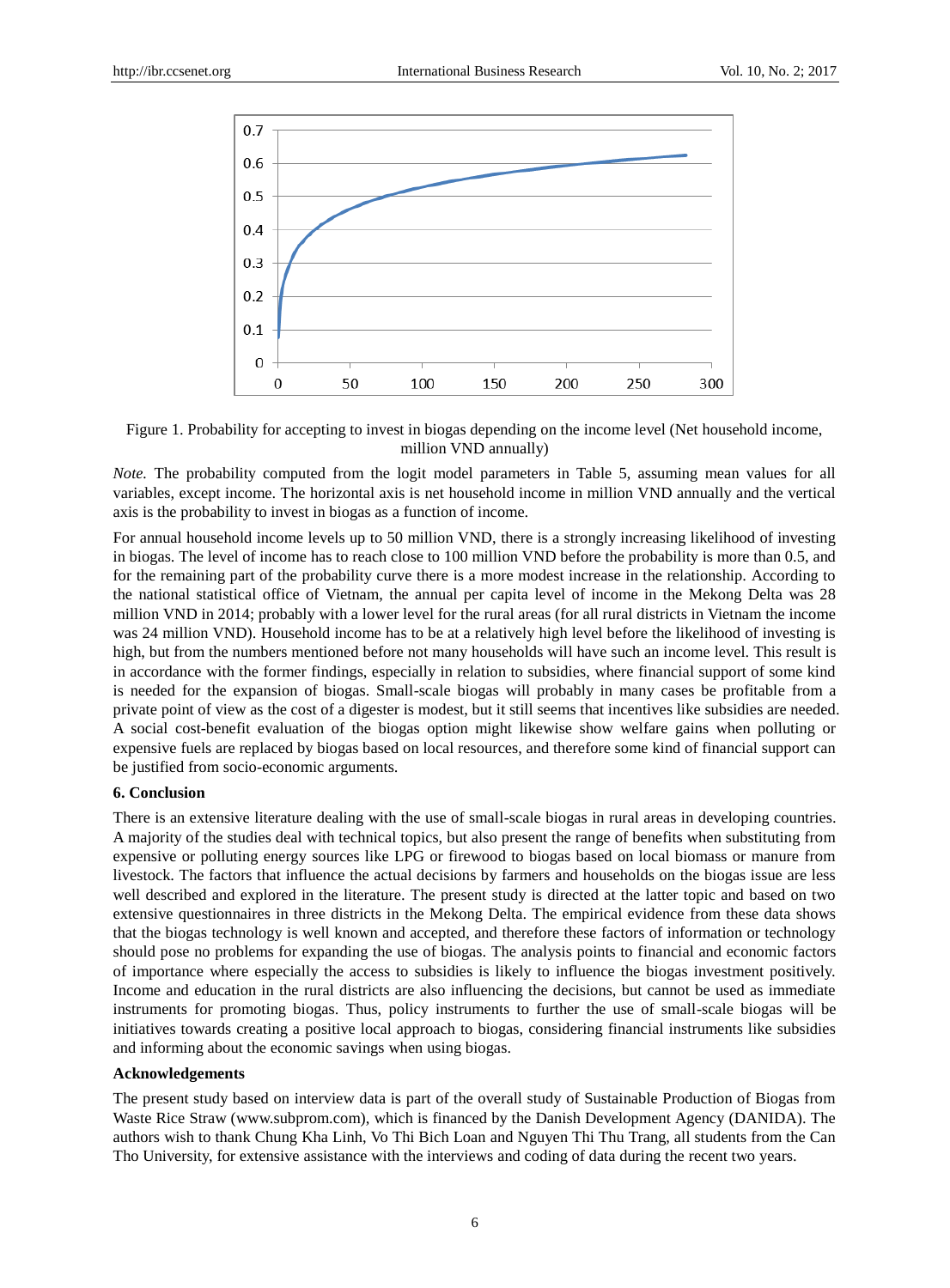Figure 1. Probability for accepting to invest in biogas depending on the income level (Net household income, million VND annually)

*Note.* The probability computed from the logit model parameters in Table 5, assuming mean values for all variables, except income. The horizontal axis is net household income in million VND annually and the vertical axis is the probability to invest in biogas as a function of income.

For annual household income levels up to 50 million VND, there is a strongly increasing likelihood of investing in biogas. The level of income has to reach close to 100 million VND before the probability is more than 0.5, and for the remaining part of the probability curve there is a more modest increase in the relationship. According to the national statistical office of Vietnam, the annual per capita level of income in the Mekong Delta was 28 million VND in 2014; probably with a lower level for the rural areas (for all rural districts in Vietnam the income was 24 million VND). Household income has to be at a relatively high level before the likelihood of investing is high, but from the numbers mentioned before not many households will have such an income level. This result is in accordance with the former findings, especially in relation to subsidies, where financial support of some kind is needed for the expansion of biogas. Small-scale biogas will probably in many cases be profitable from a private point of view as the cost of a digester is modest, but it still seems that incentives like subsidies are needed. A social cost-benefit evaluation of the biogas option might likewise show welfare gains when polluting or expensive fuels are replaced by biogas based on local resources, and therefore some kind of financial support can be justified from socio-economic arguments.

## 6. Conclusion

There is an extensive literature dealing with the use of small-scale biogas in rural areas in developing countries. A majority of the studies deal with technical topics, but also present the range of benefits when substituting from expensive or polluting energy sources like LPG or firewood to biogas based on local biomass or manure from livestock. The factors that influence the actual decisions by farmers and households on the biogas issue are less well described and explored in the literature. The present study is directed at the latter topic and based on two extensive questionnaires in three districts in the Mekong Delta. The empirical evidence from these data shows that the biogas technology is well known and accepted, and therefore these factors of information or technology should pose no problems for expanding the use of biogas. The analysis points to financial and economic factors of importance where especially the access to subsidies is likely to influence the biogas investment positively. Income and education in the rural districts are also influencing the decisions, but cannot be used as immediate instruments for promoting biogas. Thus, policy instruments to further the use of small-scale biogas will be initiatives towards creating a positive local approach to biogas, considering financial instruments like subsidies and informing about the economic savings when using biogas.

## Acknowledgements

The present study based on interview data is part of the overall study of Sustainable Production of Biogas from Waste Rice Straw (www.subprom.com), which is financed by the Danish Development Agency (DANIDA). The authors wish to thank Chung Kha Linh, Vo Thi Bich Loan and Nguyen Thi Thu Trang, all students from the Can Tho University, for extensive assistance with the interviews and coding of data during the recent two years.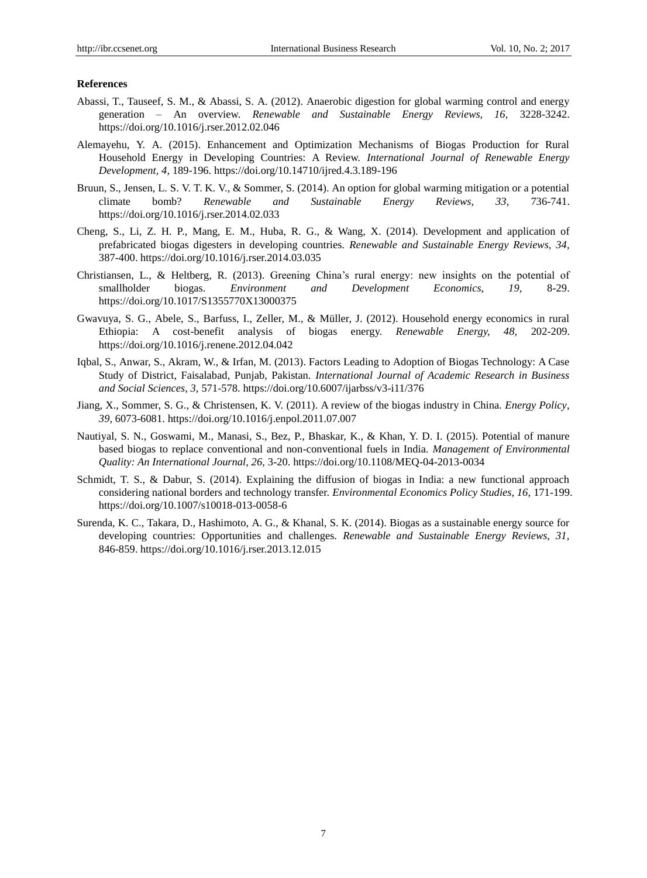## References

Abassi, T., Tauseef, S. M., & Abassi, S. A. (2012). Anaerobic digestion for global warming control and energy generation – An overview. *Renewable and Sustainable Energy Reviews, 16,* 3228-3242. https://doi.org/10.1016/j.rser.2012.02.046

Alemayehu, Y. A. (2015). Enhancement and Optimization Mechanisms of Biogas Production for Rural Household Energy in Developing Countries: A Review. *International Journal of Renewable Energy Development, 4,* 189-196. https://doi.org/10.14710/ijred.4.3.189-196

Bruun, S., Jensen, L. S. V. T. K. V., & Sommer, S. (2014). An option for global warming mitigation or a potential climate bomb? *Renewable and Sustainable Energy Reviews, 33,* 736-741. https://doi.org/10.1016/j.rser.2014.02.033

Cheng, S., Li, Z. H. P., Mang, E. M., Huba, R. G., & Wang, X. (2014). Development and application of prefabricated biogas digesters in developing countries. *Renewable and Sustainable Energy Reviews, 34,* 387-400. https://doi.org/10.1016/j.rser.2014.03.035

Christiansen, L., & Heltberg, R. (2013). Greening China's rural energy: new insights on the potential of smallholder biogas. *Environment and Development Economics, 19,* 8-29. https://doi.org/10.1017/S1355770X13000375

Gwavuya, S. G., Abele, S., Barfuss, I., Zeller, M., & Müller, J. (2012). Household energy economics in rural Ethiopia: A cost-benefit analysis of biogas energy. *Renewable Energy, 48,* 202-209. https://doi.org/10.1016/j.renene.2012.04.042

Iqbal, S., Anwar, S., Akram, W., & Irfan, M. (2013). Factors Leading to Adoption of Biogas Technology: A Case Study of District, Faisalabad, Punjab, Pakistan. *International Journal of Academic Research in Business and Social Sciences, 3,* 571-578. https://doi.org/10.6007/ijarbss/v3-i11/376

Jiang, X., Sommer, S. G., & Christensen, K. V. (2011). A review of the biogas industry in China. *Energy Policy, 39,* 6073-6081. https://doi.org/10.1016/j.enpol.2011.07.007

Nautiyal, S. N., Goswami, M., Manasi, S., Bez, P., Bhaskar, K., & Khan, Y. D. I. (2015). Potential of manure based biogas to replace conventional and non-conventional fuels in India. *Management of Environmental Quality: An International Journal, 26,* 3-20. https://doi.org/10.1108/MEQ-04-2013-0034

Schmidt, T. S., & Dabur, S. (2014). Explaining the diffusion of biogas in India: a new functional approach considering national borders and technology transfer. *Environmental Economics Policy Studies, 16,* 171-199. https://doi.org/10.1007/s10018-013-0058-6

Surenda, K. C., Takara, D., Hashimoto, A. G., & Khanal, S. K. (2014). Biogas as a sustainable energy source for developing countries: Opportunities and challenges. *Renewable and Sustainable Energy Reviews, 31,* 846-859. https://doi.org/10.1016/j.rser.2013.12.015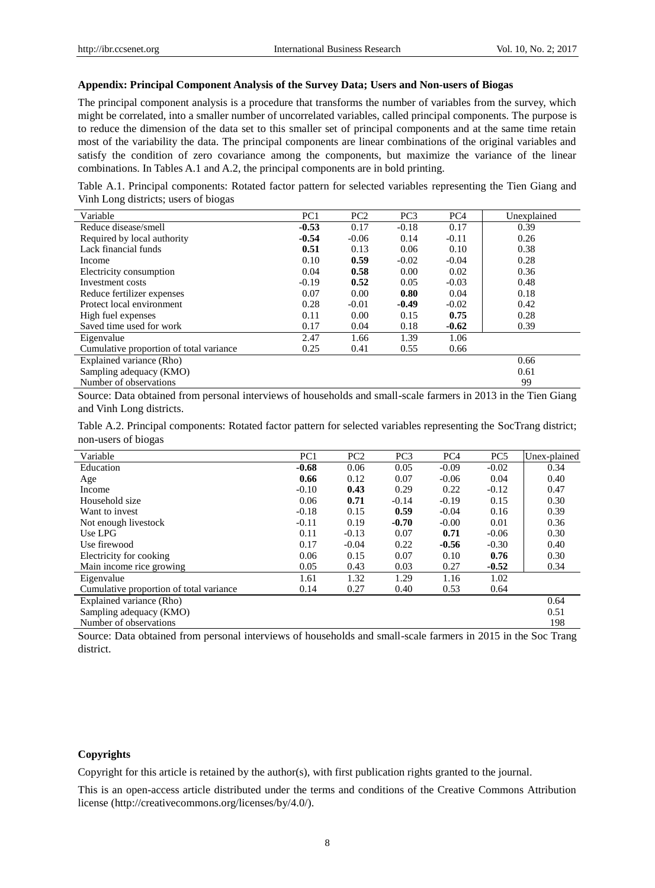### Appendix: Principal Component Analysis of the Survey Data; Users and Non-users of Biogas

The principal component analysis is a procedure that transforms the number of variables from the survey, which might be correlated, into a smaller number of uncorrelated variables, called principal components. The purpose is to reduce the dimension of the data set to this smaller set of principal components and at the same time retain most of the variability the data. The principal components are linear combinations of the original variables and satisfy the condition of zero covariance among the components, but maximize the variance of the linear combinations. In Tables A.1 and A.2, the principal components are in bold printing.

Table A.1. Principal components: Rotated factor pattern for selected variables representing the Tien Giang and Vinh Long districts; users of biogas

| Variable | PC1 | PC2 | PC3 | PC4 | Unexplained |
|---|---|---|---|---|---|
| Reduce disease/smell | **-0.53** | 0.17 | -0.18 | 0.17 | 0.39 |
| Required by local authority | **-0.54** | -0.06 | 0.14 | -0.11 | 0.26 |
| Lack financial funds | **0.51** | 0.13 | 0.06 | 0.10 | 0.38 |
| Income | 0.10 | **0.59** | -0.02 | -0.04 | 0.28 |
| Electricity consumption | 0.04 | **0.58** | 0.00 | 0.02 | 0.36 |
| Investment costs | -0.19 | **0.52** | 0.05 | -0.03 | 0.48 |
| Reduce fertilizer expenses | 0.07 | 0.00 | **0.80** | 0.04 | 0.18 |
| Protect local environment | 0.28 | -0.01 | **-0.49** | -0.02 | 0.42 |
| High fuel expenses | 0.11 | 0.00 | 0.15 | **0.75** | 0.28 |
| Saved time used for work | 0.17 | 0.04 | 0.18 | **-0.62** | 0.39 |
| Eigenvalue | 2.47 | 1.66 | 1.39 | 1.06 | |
| Cumulative proportion of total variance | 0.25 | 0.41 | 0.55 | 0.66 | |
| Explained variance (Rho) | | | | | 0.66 |
| Sampling adequacy (KMO) | | | | | 0.61 |
| Number of observations | | | | | 99 |

Source: Data obtained from personal interviews of households and small-scale farmers in 2013 in the Tien Giang and Vinh Long districts.

Table A.2. Principal components: Rotated factor pattern for selected variables representing the SocTrang district; non-users of biogas

| Variable | PC1 | PC2 | PC3 | PC4 | PC5 | Unex-plained |
|---|---|---|---|---|---|---|
| Education | **-0.68** | 0.06 | 0.05 | -0.09 | -0.02 | 0.34 |
| Age | **0.66** | 0.12 | 0.07 | -0.06 | 0.04 | 0.40 |
| Income | -0.10 | **0.43** | 0.29 | 0.22 | -0.12 | 0.47 |
| Household size | 0.06 | **0.71** | -0.14 | -0.19 | 0.15 | 0.30 |
| Want to invest | -0.18 | 0.15 | **0.59** | -0.04 | 0.16 | 0.39 |
| Not enough livestock | -0.11 | 0.19 | **-0.70** | -0.00 | 0.01 | 0.36 |
| Use LPG | 0.11 | -0.13 | 0.07 | **0.71** | -0.06 | 0.30 |
| Use firewood | 0.17 | -0.04 | 0.22 | **-0.56** | -0.30 | 0.40 |
| Electricity for cooking | 0.06 | 0.15 | 0.07 | 0.10 | **0.76** | 0.30 |
| Main income rice growing | 0.05 | 0.43 | 0.03 | 0.27 | **-0.52** | 0.34 |
| Eigenvalue | 1.61 | 1.32 | 1.29 | 1.16 | 1.02 | |
| Cumulative proportion of total variance | 0.14 | 0.27 | 0.40 | 0.53 | 0.64 | |
| Explained variance (Rho) | | | | | | 0.64 |
| Sampling adequacy (KMO) | | | | | | 0.51 |
| Number of observations | | | | | | 198 |

Source: Data obtained from personal interviews of households and small-scale farmers in 2015 in the Soc Trang district.

### Copyrights

Copyright for this article is retained by the author(s), with first publication rights granted to the journal.

This is an open-access article distributed under the terms and conditions of the Creative Commons Attribution license (http://creativecommons.org/licenses/by/4.0/).